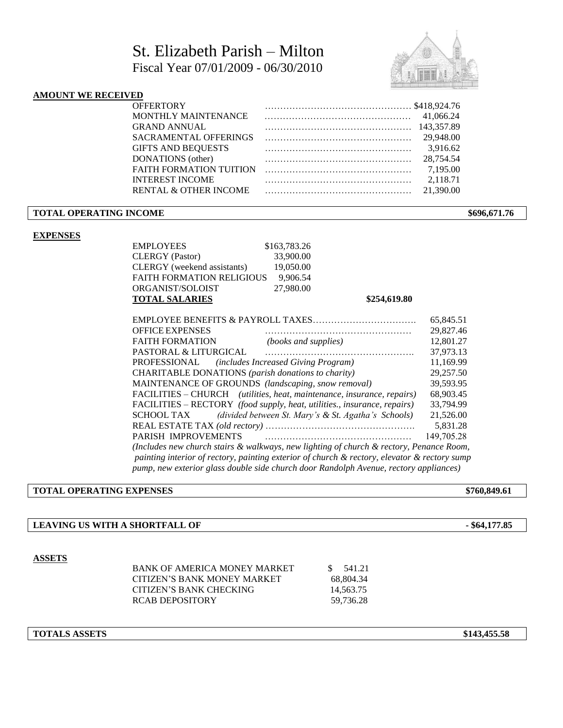# St. Elizabeth Parish – Milton

## Fiscal Year 07/01/2009 - 06/30/2010

**AMOUNT WE RECEIVED**

| | |
|---|---|
| OFFERTORY | $418,924.76 |
| MONTHLY MAINTENANCE | 41,066.24 |
| GRAND ANNUAL | 143,357.89 |
| SACRAMENTAL OFFERINGS | 29,948.00 |
| GIFTS AND BEQUESTS | 3,916.62 |
| DONATIONS (other) | 28,754.54 |
| FAITH FORMATION TUITION | 7,195.00 |
| INTEREST INCOME | 2,118.71 |
| RENTAL & OTHER INCOME | 21,390.00 |

**TOTAL OPERATING INCOME** **$696,671.76**

**EXPENSES**

| | | |
|---|---|---|
| EMPLOYEES | $163,783.26 | |
| CLERGY (Pastor) | 33,900.00 | |
| CLERGY (weekend assistants) | 19,050.00 | |
| FAITH FORMATION RELIGIOUS | 9,906.54 | |
| ORGANIST/SOLOIST | 27,980.00 | |
| **TOTAL SALARIES** | | **$254,619.80** |

| | |
|---|---|
| EMPLOYEE BENEFITS & PAYROLL TAXES | 65,845.51 |
| OFFICE EXPENSES | 29,827.46 |
| FAITH FORMATION *(books and supplies)* | 12,801.27 |
| PASTORAL & LITURGICAL | 37,973.13 |
| PROFESSIONAL *(includes Increased Giving Program)* | 11,169.99 |
| CHARITABLE DONATIONS *(parish donations to charity)* | 29,257.50 |
| MAINTENANCE OF GROUNDS *(landscaping, snow removal)* | 39,593.95 |
| FACILITIES – CHURCH *(utilities, heat, maintenance, insurance, repairs)* | 68,903.45 |
| FACILITIES – RECTORY *(food supply, heat, utilities., insurance, repairs)* | 33,794.99 |
| SCHOOL TAX *(divided between St. Mary's & St. Agatha's Schools)* | 21,526.00 |
| REAL ESTATE TAX *(old rectory)* | 5,831.28 |
| PARISH IMPROVEMENTS | 149,705.28 |

*(Includes new church stairs & walkways, new lighting of church & rectory, Penance Room, painting interior of rectory, painting exterior of church & rectory, elevator & rectory sump pump, new exterior glass double side church door Randolph Avenue, rectory appliances)*

**TOTAL OPERATING EXPENSES** **$760,849.61**

**LEAVING US WITH A SHORTFALL OF** **- $64,177.85**

**ASSETS**

| | |
|---|---|
| BANK OF AMERICA MONEY MARKET | $ 541.21 |
| CITIZEN'S BANK MONEY MARKET | 68,804.34 |
| CITIZEN'S BANK CHECKING | 14,563.75 |
| RCAB DEPOSITORY | 59,736.28 |

**TOTALS ASSETS** **$143,455.58**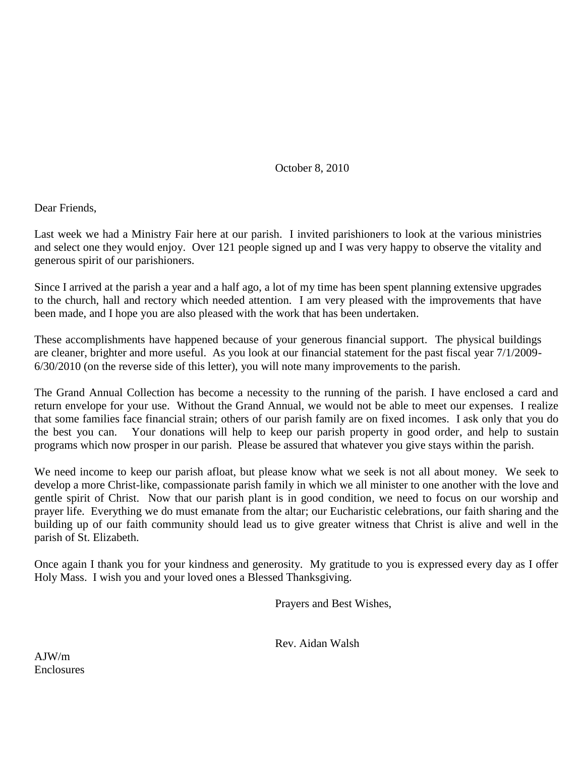October 8, 2010

Dear Friends,

Last week we had a Ministry Fair here at our parish. I invited parishioners to look at the various ministries and select one they would enjoy. Over 121 people signed up and I was very happy to observe the vitality and generous spirit of our parishioners.

Since I arrived at the parish a year and a half ago, a lot of my time has been spent planning extensive upgrades to the church, hall and rectory which needed attention. I am very pleased with the improvements that have been made, and I hope you are also pleased with the work that has been undertaken.

These accomplishments have happened because of your generous financial support. The physical buildings are cleaner, brighter and more useful. As you look at our financial statement for the past fiscal year 7/1/2009-6/30/2010 (on the reverse side of this letter), you will note many improvements to the parish.

The Grand Annual Collection has become a necessity to the running of the parish. I have enclosed a card and return envelope for your use. Without the Grand Annual, we would not be able to meet our expenses. I realize that some families face financial strain; others of our parish family are on fixed incomes. I ask only that you do the best you can. Your donations will help to keep our parish property in good order, and help to sustain programs which now prosper in our parish. Please be assured that whatever you give stays within the parish.

We need income to keep our parish afloat, but please know what we seek is not all about money. We seek to develop a more Christ-like, compassionate parish family in which we all minister to one another with the love and gentle spirit of Christ. Now that our parish plant is in good condition, we need to focus on our worship and prayer life. Everything we do must emanate from the altar; our Eucharistic celebrations, our faith sharing and the building up of our faith community should lead us to give greater witness that Christ is alive and well in the parish of St. Elizabeth.

Once again I thank you for your kindness and generosity. My gratitude to you is expressed every day as I offer Holy Mass. I wish you and your loved ones a Blessed Thanksgiving.

Prayers and Best Wishes,

Rev. Aidan Walsh

AJW/m
Enclosures